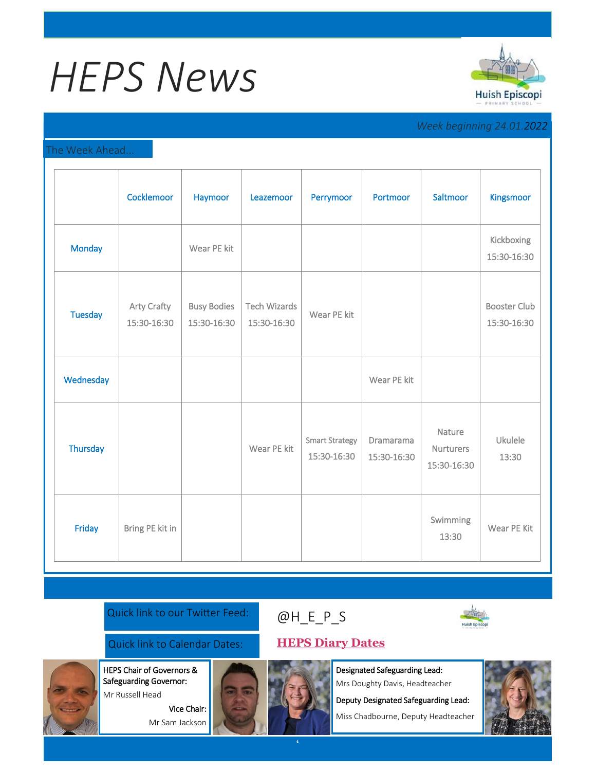# HEPS News

Huish Episcopi Primary School

*Week beginning 24.01.2022*

## The Week Ahead...

| | Cocklemoor | Haymoor | Leazemoor | Perrymoor | Portmoor | Saltmoor | Kingsmoor |
|---|---|---|---|---|---|---|---|
| Monday | | Wear PE kit | | | | | Kickboxing 15:30-16:30 |
| Tuesday | Arty Crafty 15:30-16:30 | Busy Bodies 15:30-16:30 | Tech Wizards 15:30-16:30 | Wear PE kit | | | Booster Club 15:30-16:30 |
| Wednesday | | | | | Wear PE kit | | |
| Thursday | | | Wear PE kit | Smart Strategy 15:30-16:30 | Dramarama 15:30-16:30 | Nature Nurturers 15:30-16:30 | Ukulele 13:30 |
| Friday | Bring PE kit in | | | | | Swimming 13:30 | Wear PE Kit |

Quick link to our Twitter Feed: @H_E_P_S

Quick link to Calendar Dates: **HEPS Diary Dates**

**HEPS Chair of Governors & Safeguarding Governor:**
Mr Russell Head

**Vice Chair:**
Mr Sam Jackson

**Designated Safeguarding Lead:**
Mrs Doughty Davis, Headteacher

**Deputy Designated Safeguarding Lead:**
Miss Chadbourne, Deputy Headteacher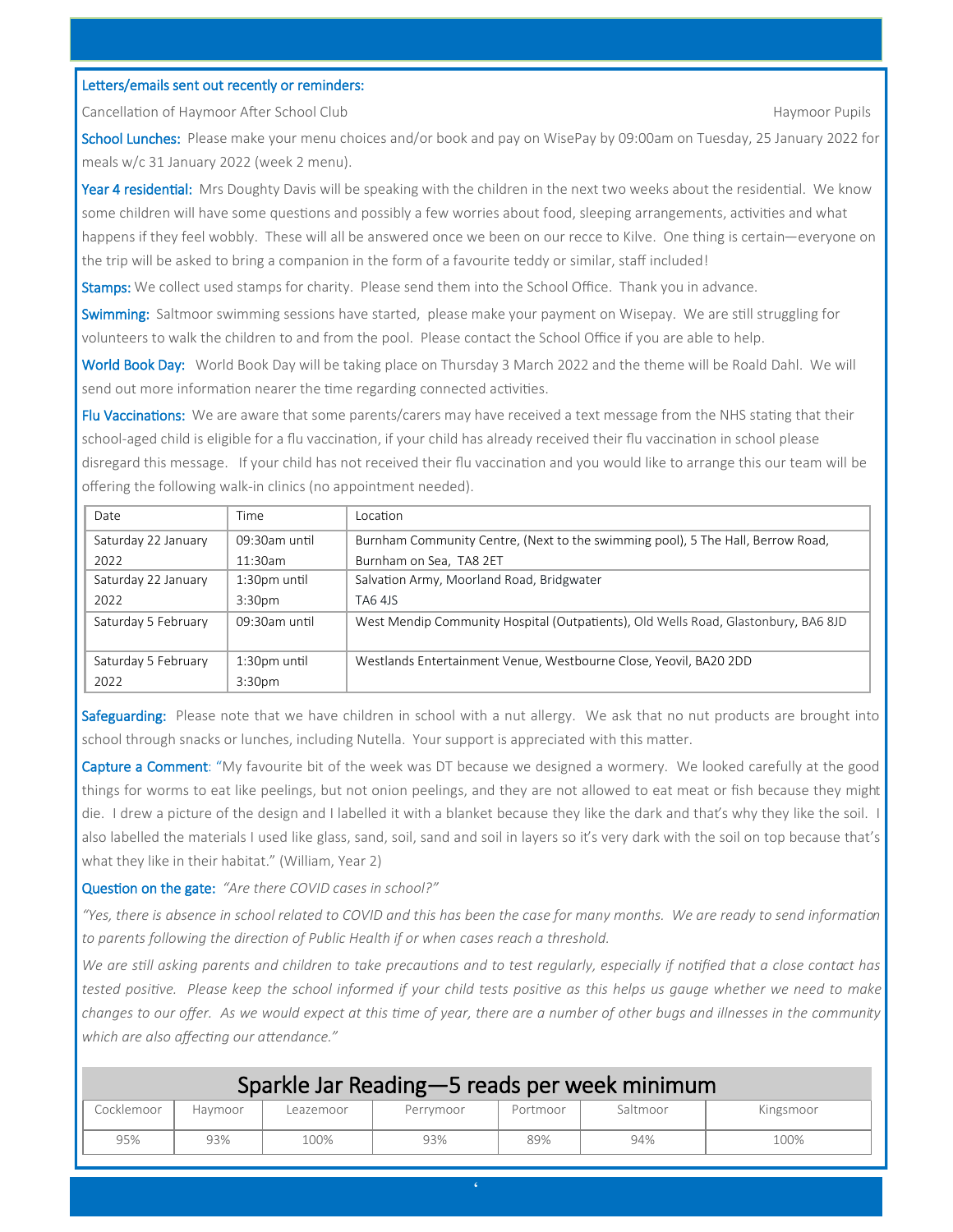Letters/emails sent out recently or reminders:

Cancellation of Haymoor After School Club — Haymoor Pupils

**School Lunches:** Please make your menu choices and/or book and pay on WisePay by 09:00am on Tuesday, 25 January 2022 for meals w/c 31 January 2022 (week 2 menu).

**Year 4 residential:** Mrs Doughty Davis will be speaking with the children in the next two weeks about the residential. We know some children will have some questions and possibly a few worries about food, sleeping arrangements, activities and what happens if they feel wobbly. These will all be answered once we been on our recce to Kilve. One thing is certain—everyone on the trip will be asked to bring a companion in the form of a favourite teddy or similar, staff included!

**Stamps:** We collect used stamps for charity. Please send them into the School Office. Thank you in advance.

**Swimming:** Saltmoor swimming sessions have started, please make your payment on Wisepay. We are still struggling for volunteers to walk the children to and from the pool. Please contact the School Office if you are able to help.

**World Book Day:** World Book Day will be taking place on Thursday 3 March 2022 and the theme will be Roald Dahl. We will send out more information nearer the time regarding connected activities.

**Flu Vaccinations:** We are aware that some parents/carers may have received a text message from the NHS stating that their school-aged child is eligible for a flu vaccination, if your child has already received their flu vaccination in school please disregard this message. If your child has not received their flu vaccination and you would like to arrange this our team will be offering the following walk-in clinics (no appointment needed).

| Date | Time | Location |
|---|---|---|
| Saturday 22 January 2022 | 09:30am until 11:30am | Burnham Community Centre, (Next to the swimming pool), 5 The Hall, Berrow Road, Burnham on Sea, TA8 2ET |
| Saturday 22 January 2022 | 1:30pm until 3:30pm | Salvation Army, Moorland Road, Bridgwater TA6 4JS |
| Saturday 5 February | 09:30am until | West Mendip Community Hospital (Outpatients), Old Wells Road, Glastonbury, BA6 8JD |
| Saturday 5 February 2022 | 1:30pm until 3:30pm | Westlands Entertainment Venue, Westbourne Close, Yeovil, BA20 2DD |

**Safeguarding:** Please note that we have children in school with a nut allergy. We ask that no nut products are brought into school through snacks or lunches, including Nutella. Your support is appreciated with this matter.

**Capture a Comment**: "My favourite bit of the week was DT because we designed a wormery. We looked carefully at the good things for worms to eat like peelings, but not onion peelings, and they are not allowed to eat meat or fish because they might die. I drew a picture of the design and I labelled it with a blanket because they like the dark and that's why they like the soil. I also labelled the materials I used like glass, sand, soil, sand and soil in layers so it's very dark with the soil on top because that's what they like in their habitat." (William, Year 2)

**Question on the gate:** *"Are there COVID cases in school?"*

*"Yes, there is absence in school related to COVID and this has been the case for many months. We are ready to send information to parents following the direction of Public Health if or when cases reach a threshold.*

*We are still asking parents and children to take precautions and to test regularly, especially if notified that a close contact has tested positive. Please keep the school informed if your child tests positive as this helps us gauge whether we need to make changes to our offer. As we would expect at this time of year, there are a number of other bugs and illnesses in the community which are also affecting our attendance."*

## Sparkle Jar Reading—5 reads per week minimum

| Cocklemoor | Haymoor | Leazemoor | Perrymoor | Portmoor | Saltmoor | Kingsmoor |
|---|---|---|---|---|---|---|
| 95% | 93% | 100% | 93% | 89% | 94% | 100% |